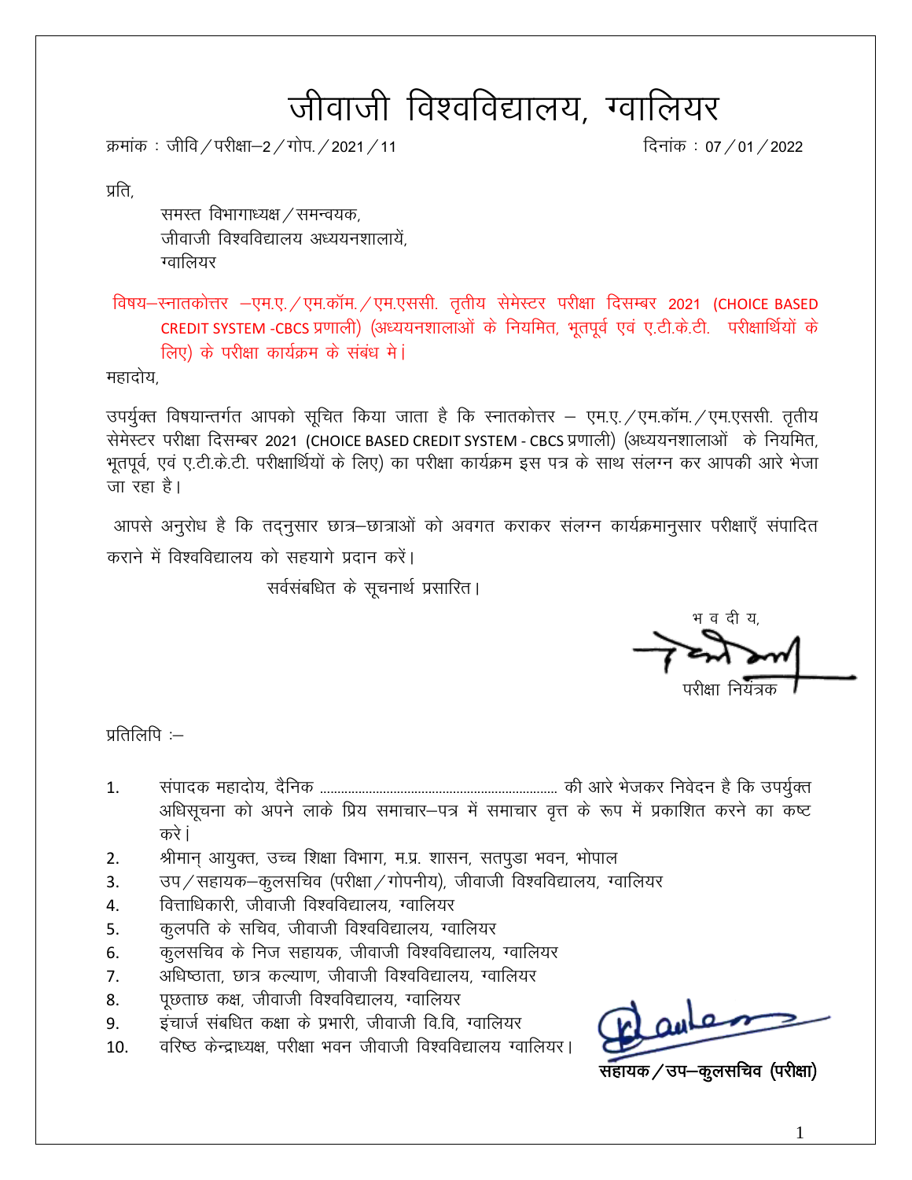# जीवाजी विश्वविद्यालय, ग्वालियर

क्रमांक : जीवि / परीक्षा–2 / गोप. / 2021 / 11 दिनांक : 07 / 01 / 2022

प्रति,

समस्त विभागाध्यक्ष / समन्वयक,
जीवाजी विश्वविद्यालय अध्ययनशालायें,
ग्वालियर

विषय–स्नातकोत्तर –एम.ए. / एम.कॉम. / एम.एससी. तृतीय सेमेस्टर परीक्षा दिसम्बर 2021 (CHOICE BASED CREDIT SYSTEM -CBCS प्रणाली) (अध्ययनशालाओं के नियमित, भूतपूर्व एवं ए.टी.के.टी. परीक्षार्थियों के लिए) के परीक्षा कार्यक्रम के संबंध मे।

महादोय,

उपर्युक्त विषयान्तर्गत आपको सूचित किया जाता है कि स्नातकोत्तर – एम.ए. / एम.कॉम. / एम.एससी. तृतीय सेमेस्टर परीक्षा दिसम्बर 2021 (CHOICE BASED CREDIT SYSTEM - CBCS प्रणाली) (अध्ययनशालाओं के नियमित, भूतपूर्व, एवं ए.टी.के.टी. परीक्षार्थियों के लिए) का परीक्षा कार्यक्रम इस पत्र के साथ संलग्न कर आपकी आरे भेजा जा रहा है।

आपसे अनुरोध है कि तद्नुसार छात्र–छात्राओं को अवगत कराकर संलग्न कार्यक्रमानुसार परीक्षाएँ संपादित कराने में विश्वविद्यालय को सहयागे प्रदान करें।

सर्वसंबंधित के सूचनार्थ प्रसारित।

भ व दी य,

परीक्षा नियंत्रक

प्रतिलिपि :–

1. संपादक महादोय, दैनिक .................................................................. की आरे भेजकर निवेदन है कि उपर्युक्त अधिसूचना को अपने लाके प्रिय समाचार–पत्र में समाचार वृत्त के रूप में प्रकाशित करने का कष्ट करें।
2. श्रीमान् आयुक्त, उच्च शिक्षा विभाग, म.प्र. शासन, सतपुडा भवन, भोपाल
3. उप / सहायक–कुलसचिव (परीक्षा / गोपनीय), जीवाजी विश्वविद्यालय, ग्वालियर
4. वित्ताधिकारी, जीवाजी विश्वविद्यालय, ग्वालियर
5. कुलपति के सचिव, जीवाजी विश्वविद्यालय, ग्वालियर
6. कुलसचिव के निज सहायक, जीवाजी विश्वविद्यालय, ग्वालियर
7. अधिष्ठाता, छात्र कल्याण, जीवाजी विश्वविद्यालय, ग्वालियर
8. पूछताछ कक्ष, जीवाजी विश्वविद्यालय, ग्वालियर
9. इंचार्ज संबधित कक्षा के प्रभारी, जीवाजी वि.वि, ग्वालियर
10. वरिष्ठ केन्द्राध्यक्ष, परीक्षा भवन जीवाजी विश्वविद्यालय ग्वालियर।

**सहायक / उप–कुलसचिव (परीक्षा)**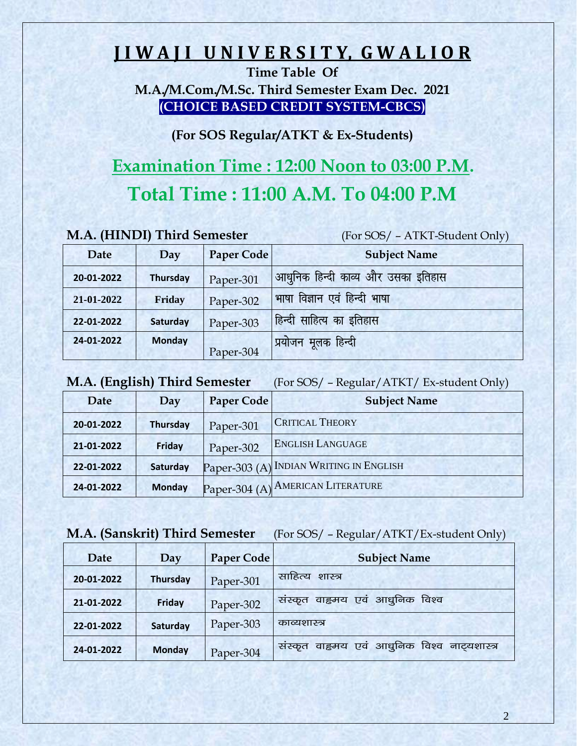# JIWAJI UNIVERSITY, GWALIOR

**Time Table Of**

**M.A./M.Com./M.Sc. Third Semester Exam Dec. 2021**

**(CHOICE BASED CREDIT SYSTEM-CBCS)**

**(For SOS Regular/ATKT & Ex-Students)**

## Examination Time : 12:00 Noon to 03:00 P.M.

## Total Time : 11:00 A.M. To 04:00 P.M

**M.A. (HINDI) Third Semester** (For SOS/ – ATKT-Student Only)

| Date | Day | Paper Code | Subject Name |
|---|---|---|---|
| 20-01-2022 | Thursday | Paper-301 | आधुनिक हिन्दी काव्य और उसका इतिहास |
| 21-01-2022 | Friday | Paper-302 | भाषा विज्ञान एवं हिन्दी भाषा |
| 22-01-2022 | Saturday | Paper-303 | हिन्दी साहित्य का इतिहास |
| 24-01-2022 | Monday | Paper-304 | प्रयोजन मूलक हिन्दी |

**M.A. (English) Third Semester** (For SOS/ – Regular/ATKT/ Ex-student Only)

| Date | Day | Paper Code | Subject Name |
|---|---|---|---|
| 20-01-2022 | Thursday | Paper-301 | CRITICAL THEORY |
| 21-01-2022 | Friday | Paper-302 | ENGLISH LANGUAGE |
| 22-01-2022 | Saturday | Paper-303 (A) | INDIAN WRITING IN ENGLISH |
| 24-01-2022 | Monday | Paper-304 (A) | AMERICAN LITERATURE |

**M.A. (Sanskrit) Third Semester** (For SOS/ – Regular/ATKT/Ex-student Only)

| Date | Day | Paper Code | Subject Name |
|---|---|---|---|
| 20-01-2022 | Thursday | Paper-301 | साहित्य शास्त्र |
| 21-01-2022 | Friday | Paper-302 | संस्कृत वाङ्मय एवं आधुनिक विश्व |
| 22-01-2022 | Saturday | Paper-303 | काव्यशास्त्र |
| 24-01-2022 | Monday | Paper-304 | संस्कृत वाङ्मय एवं आधुनिक विश्व नाट्यशास्त्र |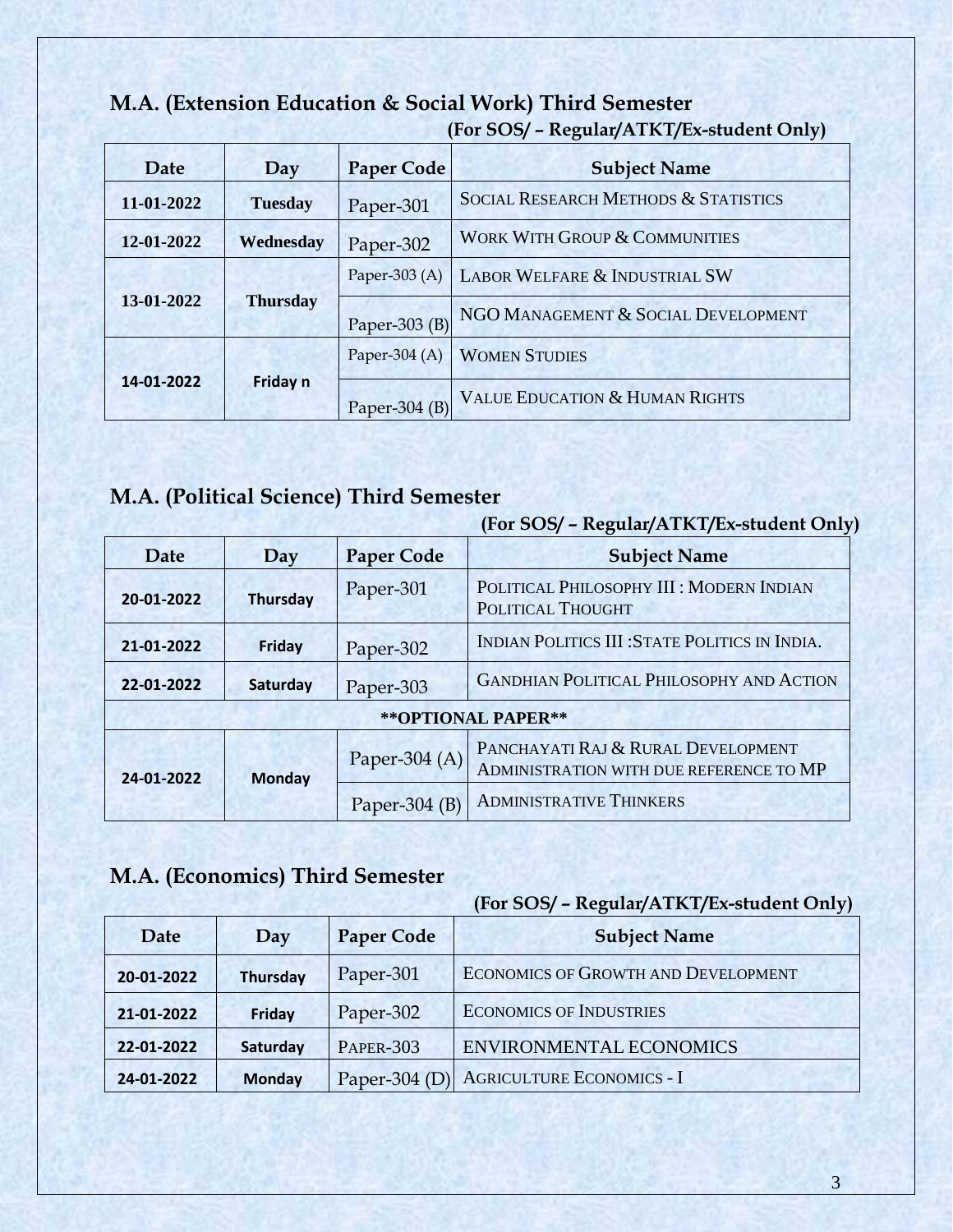## M.A. (Extension Education & Social Work) Third Semester

**(For SOS/ – Regular/ATKT/Ex-student Only)**

| Date | Day | Paper Code | Subject Name |
|---|---|---|---|
| 11-01-2022 | Tuesday | Paper-301 | SOCIAL RESEARCH METHODS & STATISTICS |
| 12-01-2022 | Wednesday | Paper-302 | WORK WITH GROUP & COMMUNITIES |
| 13-01-2022 | Thursday | Paper-303 (A) | LABOR WELFARE & INDUSTRIAL SW |
| | | Paper-303 (B) | NGO MANAGEMENT & SOCIAL DEVELOPMENT |
| 14-01-2022 | Friday n | Paper-304 (A) | WOMEN STUDIES |
| | | Paper-304 (B) | VALUE EDUCATION & HUMAN RIGHTS |

## M.A. (Political Science) Third Semester

**(For SOS/ – Regular/ATKT/Ex-student Only)**

| Date | Day | Paper Code | Subject Name |
|---|---|---|---|
| 20-01-2022 | Thursday | Paper-301 | POLITICAL PHILOSOPHY III : MODERN INDIAN POLITICAL THOUGHT |
| 21-01-2022 | Friday | Paper-302 | INDIAN POLITICS III :STATE POLITICS IN INDIA. |
| 22-01-2022 | Saturday | Paper-303 | GANDHIAN POLITICAL PHILOSOPHY AND ACTION |
| **OPTIONAL PAPER** | | | |
| 24-01-2022 | Monday | Paper-304 (A) | PANCHAYATI RAJ & RURAL DEVELOPMENT ADMINISTRATION WITH DUE REFERENCE TO MP |
| | | Paper-304 (B) | ADMINISTRATIVE THINKERS |

## M.A. (Economics) Third Semester

**(For SOS/ – Regular/ATKT/Ex-student Only)**

| Date | Day | Paper Code | Subject Name |
|---|---|---|---|
| 20-01-2022 | Thursday | Paper-301 | ECONOMICS OF GROWTH AND DEVELOPMENT |
| 21-01-2022 | Friday | Paper-302 | ECONOMICS OF INDUSTRIES |
| 22-01-2022 | Saturday | PAPER-303 | ENVIRONMENTAL ECONOMICS |
| 24-01-2022 | Monday | Paper-304 (D) | AGRICULTURE ECONOMICS - I |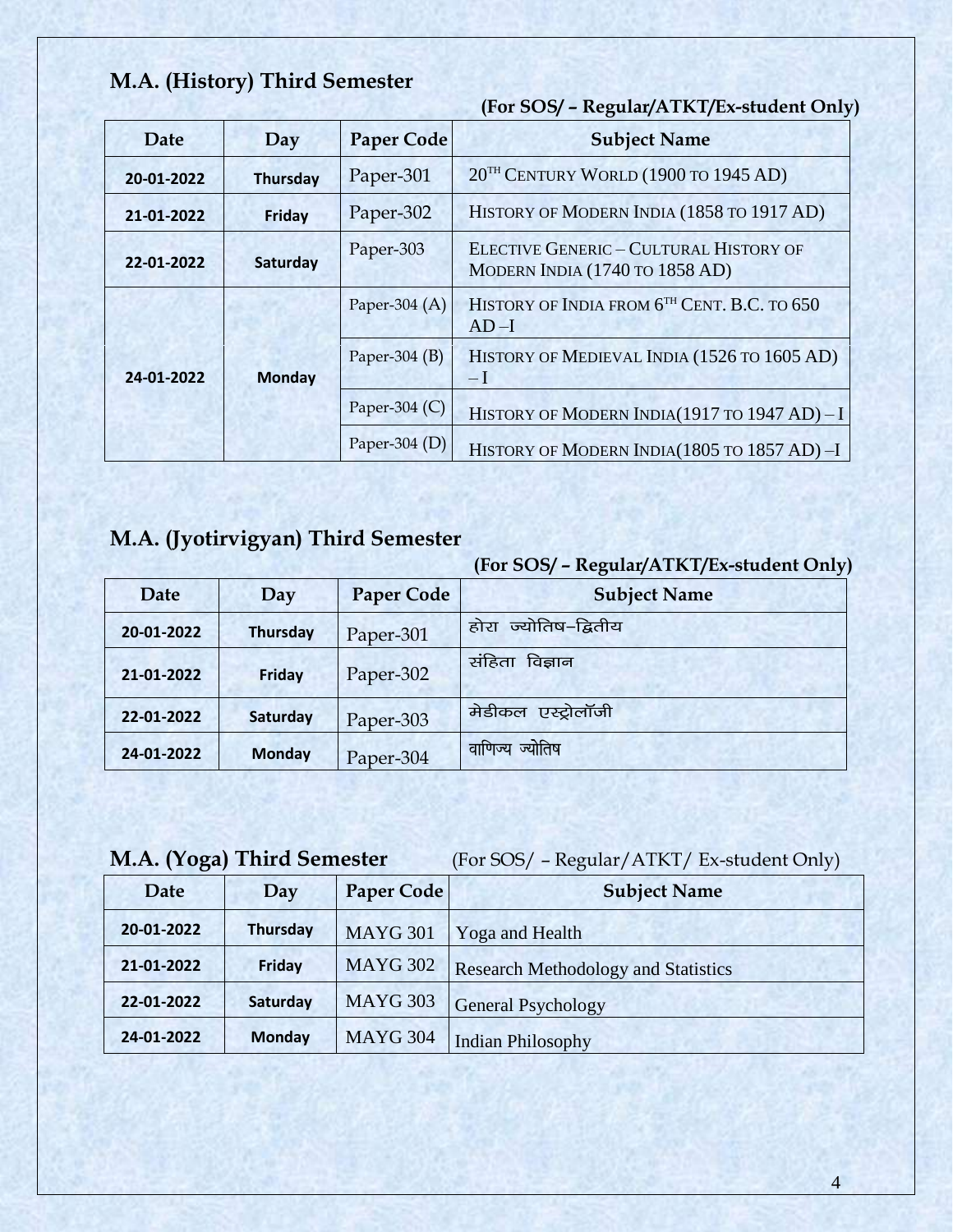## M.A. (History) Third Semester

**(For SOS/ – Regular/ATKT/Ex-student Only)**

| Date | Day | Paper Code | Subject Name |
|---|---|---|---|
| 20-01-2022 | Thursday | Paper-301 | 20TH CENTURY WORLD (1900 TO 1945 AD) |
| 21-01-2022 | Friday | Paper-302 | HISTORY OF MODERN INDIA (1858 TO 1917 AD) |
| 22-01-2022 | Saturday | Paper-303 | ELECTIVE GENERIC – CULTURAL HISTORY OF MODERN INDIA (1740 TO 1858 AD) |
| 24-01-2022 | Monday | Paper-304 (A) | HISTORY OF INDIA FROM 6TH CENT. B.C. TO 650 AD –I |
| | | Paper-304 (B) | HISTORY OF MEDIEVAL INDIA (1526 TO 1605 AD) – I |
| | | Paper-304 (C) | HISTORY OF MODERN INDIA(1917 TO 1947 AD) – I |
| | | Paper-304 (D) | HISTORY OF MODERN INDIA(1805 TO 1857 AD) –I |

## M.A. (Jyotirvigyan) Third Semester

**(For SOS/ – Regular/ATKT/Ex-student Only)**

| Date | Day | Paper Code | Subject Name |
|---|---|---|---|
| 20-01-2022 | Thursday | Paper-301 | होरा ज्योतिष–द्वितीय |
| 21-01-2022 | Friday | Paper-302 | संहिता विज्ञान |
| 22-01-2022 | Saturday | Paper-303 | मेडीकल एस्ट्रोलॉजी |
| 24-01-2022 | Monday | Paper-304 | वाणिज्य ज्योतिष |

## M.A. (Yoga) Third Semester

(For SOS/ – Regular/ATKT/ Ex-student Only)

| Date | Day | Paper Code | Subject Name |
|---|---|---|---|
| 20-01-2022 | Thursday | MAYG 301 | Yoga and Health |
| 21-01-2022 | Friday | MAYG 302 | Research Methodology and Statistics |
| 22-01-2022 | Saturday | MAYG 303 | General Psychology |
| 24-01-2022 | Monday | MAYG 304 | Indian Philosophy |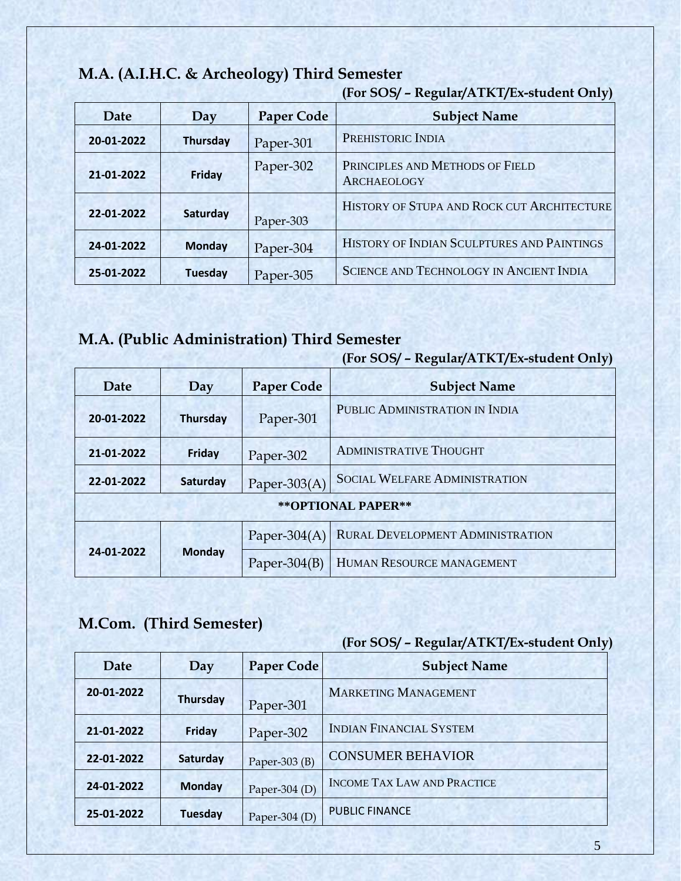## M.A. (A.I.H.C. & Archeology) Third Semester

**(For SOS/ – Regular/ATKT/Ex-student Only)**

| Date | Day | Paper Code | Subject Name |
|---|---|---|---|
| 20-01-2022 | Thursday | Paper-301 | PREHISTORIC INDIA |
| 21-01-2022 | Friday | Paper-302 | PRINCIPLES AND METHODS OF FIELD ARCHAEOLOGY |
| 22-01-2022 | Saturday | Paper-303 | HISTORY OF STUPA AND ROCK CUT ARCHITECTURE |
| 24-01-2022 | Monday | Paper-304 | HISTORY OF INDIAN SCULPTURES AND PAINTINGS |
| 25-01-2022 | Tuesday | Paper-305 | SCIENCE AND TECHNOLOGY IN ANCIENT INDIA |

## M.A. (Public Administration) Third Semester

**(For SOS/ – Regular/ATKT/Ex-student Only)**

| Date | Day | Paper Code | Subject Name |
|---|---|---|---|
| 20-01-2022 | Thursday | Paper-301 | PUBLIC ADMINISTRATION IN INDIA |
| 21-01-2022 | Friday | Paper-302 | ADMINISTRATIVE THOUGHT |
| 22-01-2022 | Saturday | Paper-303(A) | SOCIAL WELFARE ADMINISTRATION |
| **OPTIONAL PAPER** | | | |
| 24-01-2022 | Monday | Paper-304(A) | RURAL DEVELOPMENT ADMINISTRATION |
| | | Paper-304(B) | HUMAN RESOURCE MANAGEMENT |

## M.Com. (Third Semester)

**(For SOS/ – Regular/ATKT/Ex-student Only)**

| Date | Day | Paper Code | Subject Name |
|---|---|---|---|
| 20-01-2022 | Thursday | Paper-301 | MARKETING MANAGEMENT |
| 21-01-2022 | Friday | Paper-302 | INDIAN FINANCIAL SYSTEM |
| 22-01-2022 | Saturday | Paper-303 (B) | CONSUMER BEHAVIOR |
| 24-01-2022 | Monday | Paper-304 (D) | INCOME TAX LAW AND PRACTICE |
| 25-01-2022 | Tuesday | Paper-304 (D) | PUBLIC FINANCE |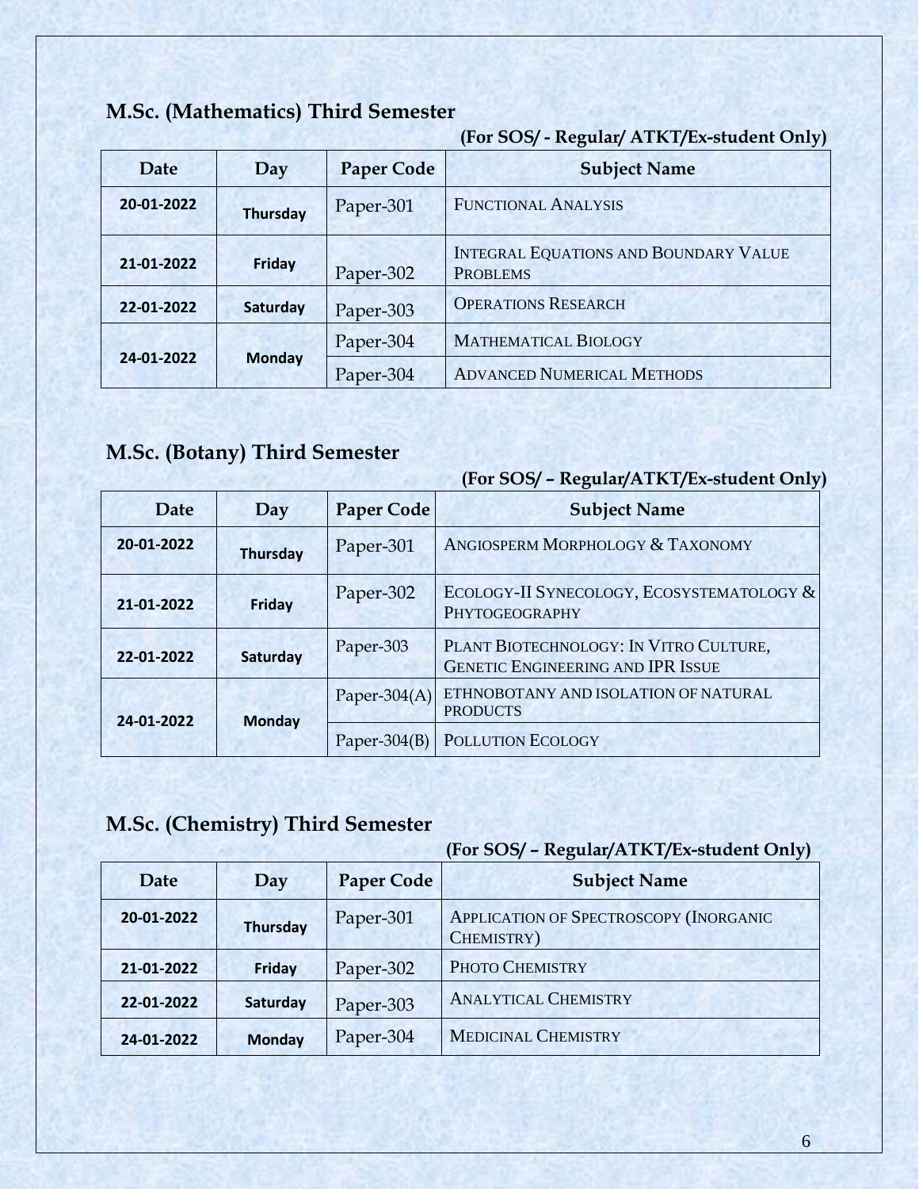## M.Sc. (Mathematics) Third Semester

**(For SOS/ - Regular/ ATKT/Ex-student Only)**

| Date | Day | Paper Code | Subject Name |
|---|---|---|---|
| 20-01-2022 | Thursday | Paper-301 | FUNCTIONAL ANALYSIS |
| 21-01-2022 | Friday | Paper-302 | INTEGRAL EQUATIONS AND BOUNDARY VALUE PROBLEMS |
| 22-01-2022 | Saturday | Paper-303 | OPERATIONS RESEARCH |
| 24-01-2022 | Monday | Paper-304 | MATHEMATICAL BIOLOGY |
| | | Paper-304 | ADVANCED NUMERICAL METHODS |

## M.Sc. (Botany) Third Semester

**(For SOS/ – Regular/ATKT/Ex-student Only)**

| Date | Day | Paper Code | Subject Name |
|---|---|---|---|
| 20-01-2022 | Thursday | Paper-301 | ANGIOSPERM MORPHOLOGY & TAXONOMY |
| 21-01-2022 | Friday | Paper-302 | ECOLOGY-II SYNECOLOGY, ECOSYSTEMATOLOGY & PHYTOGEOGRAPHY |
| 22-01-2022 | Saturday | Paper-303 | PLANT BIOTECHNOLOGY: IN VITRO CULTURE, GENETIC ENGINEERING AND IPR ISSUE |
| 24-01-2022 | Monday | Paper-304(A) | ETHNOBOTANY AND ISOLATION OF NATURAL PRODUCTS |
| | | Paper-304(B) | POLLUTION ECOLOGY |

## M.Sc. (Chemistry) Third Semester

**(For SOS/ – Regular/ATKT/Ex-student Only)**

| Date | Day | Paper Code | Subject Name |
|---|---|---|---|
| 20-01-2022 | Thursday | Paper-301 | APPLICATION OF SPECTROSCOPY (INORGANIC CHEMISTRY) |
| 21-01-2022 | Friday | Paper-302 | PHOTO CHEMISTRY |
| 22-01-2022 | Saturday | Paper-303 | ANALYTICAL CHEMISTRY |
| 24-01-2022 | Monday | Paper-304 | MEDICINAL CHEMISTRY |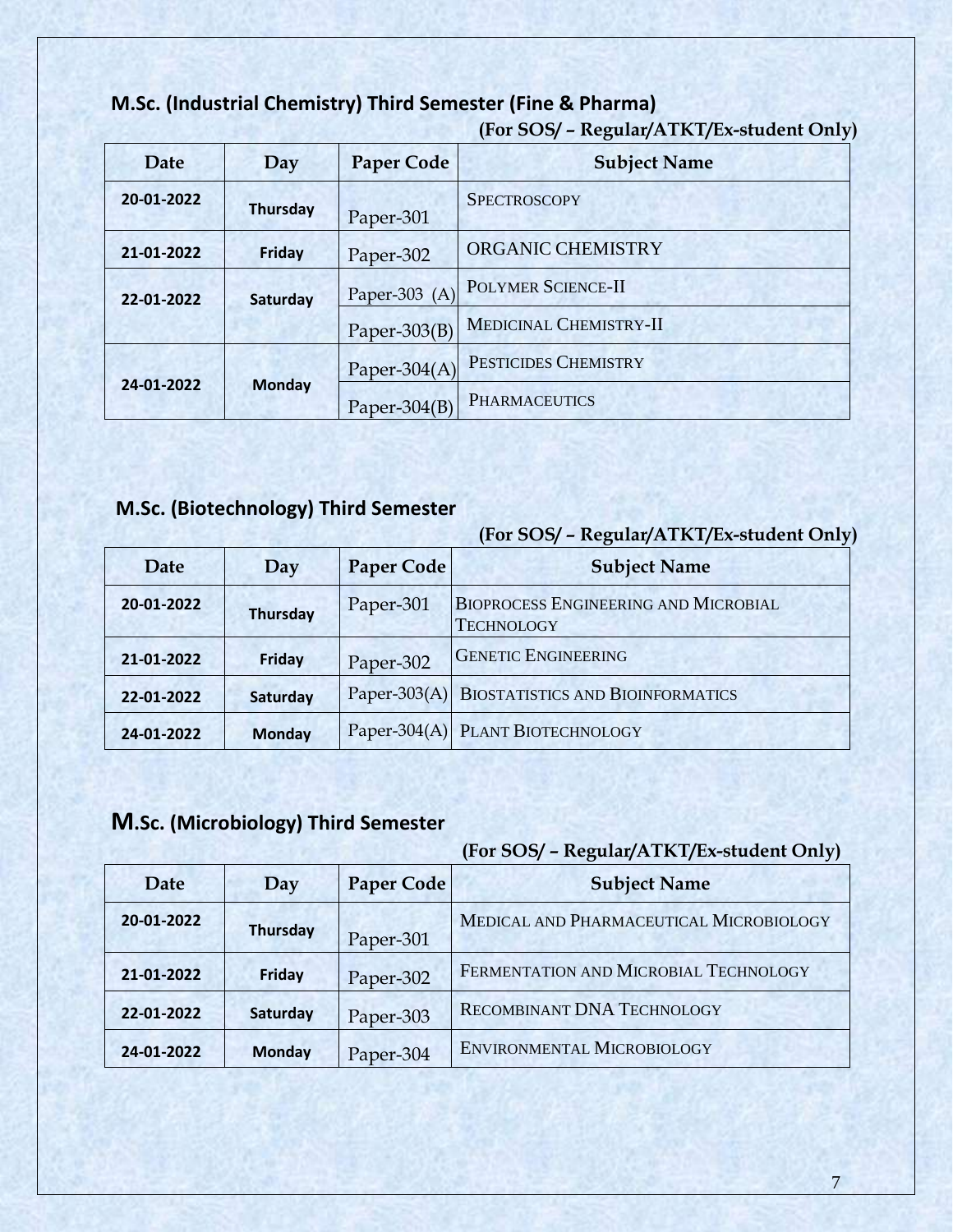## M.Sc. (Industrial Chemistry) Third Semester (Fine & Pharma)

**(For SOS/ – Regular/ATKT/Ex-student Only)**

| Date | Day | Paper Code | Subject Name |
|---|---|---|---|
| 20-01-2022 | Thursday | Paper-301 | SPECTROSCOPY |
| 21-01-2022 | Friday | Paper-302 | ORGANIC CHEMISTRY |
| 22-01-2022 | Saturday | Paper-303 (A) | POLYMER SCIENCE-II |
| | | Paper-303(B) | MEDICINAL CHEMISTRY-II |
| 24-01-2022 | Monday | Paper-304(A) | PESTICIDES CHEMISTRY |
| | | Paper-304(B) | PHARMACEUTICS |

## M.Sc. (Biotechnology) Third Semester

**(For SOS/ – Regular/ATKT/Ex-student Only)**

| Date | Day | Paper Code | Subject Name |
|---|---|---|---|
| 20-01-2022 | Thursday | Paper-301 | BIOPROCESS ENGINEERING AND MICROBIAL TECHNOLOGY |
| 21-01-2022 | Friday | Paper-302 | GENETIC ENGINEERING |
| 22-01-2022 | Saturday | Paper-303(A) | BIOSTATISTICS AND BIOINFORMATICS |
| 24-01-2022 | Monday | Paper-304(A) | PLANT BIOTECHNOLOGY |

## M.Sc. (Microbiology) Third Semester

**(For SOS/ – Regular/ATKT/Ex-student Only)**

| Date | Day | Paper Code | Subject Name |
|---|---|---|---|
| 20-01-2022 | Thursday | Paper-301 | MEDICAL AND PHARMACEUTICAL MICROBIOLOGY |
| 21-01-2022 | Friday | Paper-302 | FERMENTATION AND MICROBIAL TECHNOLOGY |
| 22-01-2022 | Saturday | Paper-303 | RECOMBINANT DNA TECHNOLOGY |
| 24-01-2022 | Monday | Paper-304 | ENVIRONMENTAL MICROBIOLOGY |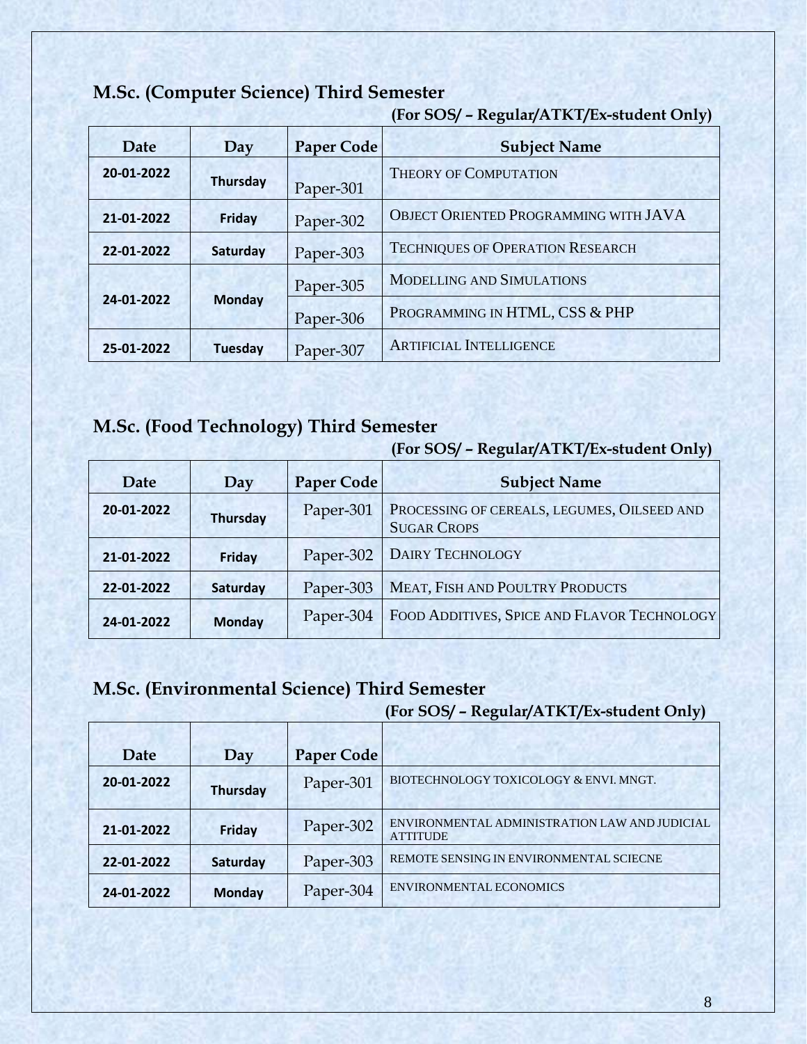## M.Sc. (Computer Science) Third Semester

**(For SOS/ – Regular/ATKT/Ex-student Only)**

| Date | Day | Paper Code | Subject Name |
|---|---|---|---|
| 20-01-2022 | Thursday | Paper-301 | THEORY OF COMPUTATION |
| 21-01-2022 | Friday | Paper-302 | OBJECT ORIENTED PROGRAMMING WITH JAVA |
| 22-01-2022 | Saturday | Paper-303 | TECHNIQUES OF OPERATION RESEARCH |
| 24-01-2022 | Monday | Paper-305 | MODELLING AND SIMULATIONS |
| | | Paper-306 | PROGRAMMING IN HTML, CSS & PHP |
| 25-01-2022 | Tuesday | Paper-307 | ARTIFICIAL INTELLIGENCE |

## M.Sc. (Food Technology) Third Semester

**(For SOS/ – Regular/ATKT/Ex-student Only)**

| Date | Day | Paper Code | Subject Name |
|---|---|---|---|
| 20-01-2022 | Thursday | Paper-301 | PROCESSING OF CEREALS, LEGUMES, OILSEED AND SUGAR CROPS |
| 21-01-2022 | Friday | Paper-302 | DAIRY TECHNOLOGY |
| 22-01-2022 | Saturday | Paper-303 | MEAT, FISH AND POULTRY PRODUCTS |
| 24-01-2022 | Monday | Paper-304 | FOOD ADDITIVES, SPICE AND FLAVOR TECHNOLOGY |

## M.Sc. (Environmental Science) Third Semester

**(For SOS/ – Regular/ATKT/Ex-student Only)**

| Date | Day | Paper Code | |
|---|---|---|---|
| 20-01-2022 | Thursday | Paper-301 | BIOTECHNOLOGY TOXICOLOGY & ENVI. MNGT. |
| 21-01-2022 | Friday | Paper-302 | ENVIRONMENTAL ADMINISTRATION LAW AND JUDICIAL ATTITUDE |
| 22-01-2022 | Saturday | Paper-303 | REMOTE SENSING IN ENVIRONMENTAL SCIECNE |
| 24-01-2022 | Monday | Paper-304 | ENVIRONMENTAL ECONOMICS |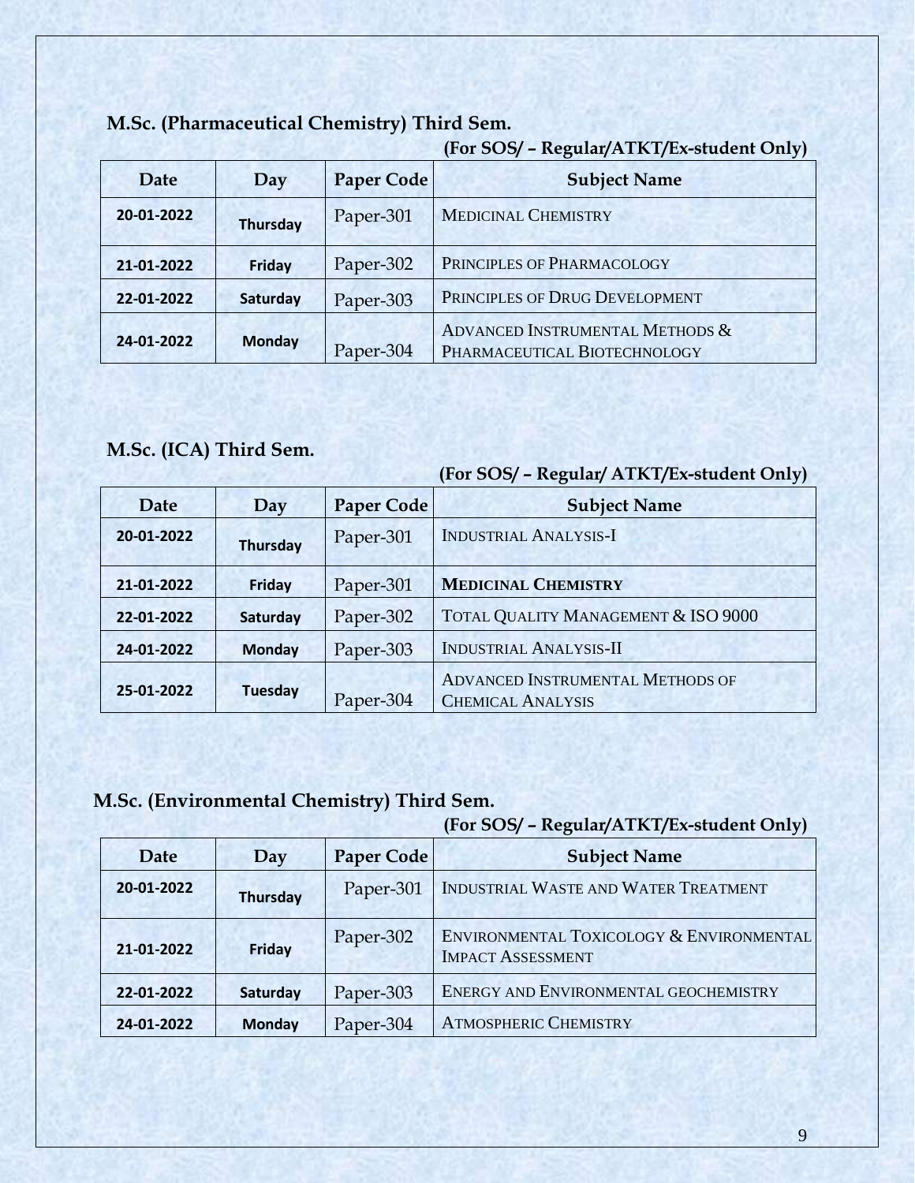## M.Sc. (Pharmaceutical Chemistry) Third Sem.

**(For SOS/ – Regular/ATKT/Ex-student Only)**

| Date | Day | Paper Code | Subject Name |
|---|---|---|---|
| 20-01-2022 | Thursday | Paper-301 | MEDICINAL CHEMISTRY |
| 21-01-2022 | Friday | Paper-302 | PRINCIPLES OF PHARMACOLOGY |
| 22-01-2022 | Saturday | Paper-303 | PRINCIPLES OF DRUG DEVELOPMENT |
| 24-01-2022 | Monday | Paper-304 | ADVANCED INSTRUMENTAL METHODS & PHARMACEUTICAL BIOTECHNOLOGY |

## M.Sc. (ICA) Third Sem.

**(For SOS/ – Regular/ ATKT/Ex-student Only)**

| Date | Day | Paper Code | Subject Name |
|---|---|---|---|
| 20-01-2022 | Thursday | Paper-301 | INDUSTRIAL ANALYSIS-I |
| 21-01-2022 | Friday | Paper-301 | **MEDICINAL CHEMISTRY** |
| 22-01-2022 | Saturday | Paper-302 | TOTAL QUALITY MANAGEMENT & ISO 9000 |
| 24-01-2022 | Monday | Paper-303 | INDUSTRIAL ANALYSIS-II |
| 25-01-2022 | Tuesday | Paper-304 | ADVANCED INSTRUMENTAL METHODS OF CHEMICAL ANALYSIS |

## M.Sc. (Environmental Chemistry) Third Sem.

**(For SOS/ – Regular/ATKT/Ex-student Only)**

| Date | Day | Paper Code | Subject Name |
|---|---|---|---|
| 20-01-2022 | Thursday | Paper-301 | INDUSTRIAL WASTE AND WATER TREATMENT |
| 21-01-2022 | Friday | Paper-302 | ENVIRONMENTAL TOXICOLOGY & ENVIRONMENTAL IMPACT ASSESSMENT |
| 22-01-2022 | Saturday | Paper-303 | ENERGY AND ENVIRONMENTAL GEOCHEMISTRY |
| 24-01-2022 | Monday | Paper-304 | ATMOSPHERIC CHEMISTRY |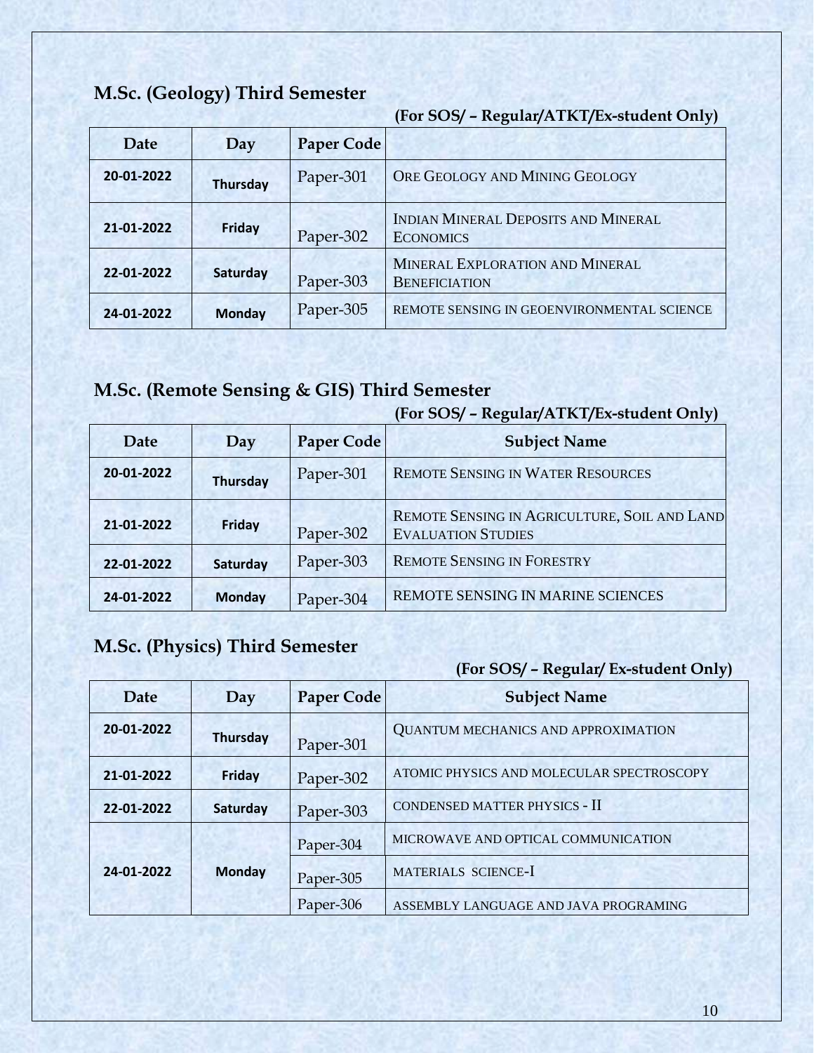## M.Sc. (Geology) Third Semester

**(For SOS/ – Regular/ATKT/Ex-student Only)**

| Date | Day | Paper Code | |
|---|---|---|---|
| 20-01-2022 | Thursday | Paper-301 | ORE GEOLOGY AND MINING GEOLOGY |
| 21-01-2022 | Friday | Paper-302 | INDIAN MINERAL DEPOSITS AND MINERAL ECONOMICS |
| 22-01-2022 | Saturday | Paper-303 | MINERAL EXPLORATION AND MINERAL BENEFICIATION |
| 24-01-2022 | Monday | Paper-305 | REMOTE SENSING IN GEOENVIRONMENTAL SCIENCE |

## M.Sc. (Remote Sensing & GIS) Third Semester

**(For SOS/ – Regular/ATKT/Ex-student Only)**

| Date | Day | Paper Code | Subject Name |
|---|---|---|---|
| 20-01-2022 | Thursday | Paper-301 | REMOTE SENSING IN WATER RESOURCES |
| 21-01-2022 | Friday | Paper-302 | REMOTE SENSING IN AGRICULTURE, SOIL AND LAND EVALUATION STUDIES |
| 22-01-2022 | Saturday | Paper-303 | REMOTE SENSING IN FORESTRY |
| 24-01-2022 | Monday | Paper-304 | REMOTE SENSING IN MARINE SCIENCES |

## M.Sc. (Physics) Third Semester

**(For SOS/ – Regular/ Ex-student Only)**

| Date | Day | Paper Code | Subject Name |
|---|---|---|---|
| 20-01-2022 | Thursday | Paper-301 | QUANTUM MECHANICS AND APPROXIMATION |
| 21-01-2022 | Friday | Paper-302 | ATOMIC PHYSICS AND MOLECULAR SPECTROSCOPY |
| 22-01-2022 | Saturday | Paper-303 | CONDENSED MATTER PHYSICS - II |
| 24-01-2022 | Monday | Paper-304 | MICROWAVE AND OPTICAL COMMUNICATION |
| | | Paper-305 | MATERIALS SCIENCE-I |
| | | Paper-306 | ASSEMBLY LANGUAGE AND JAVA PROGRAMING |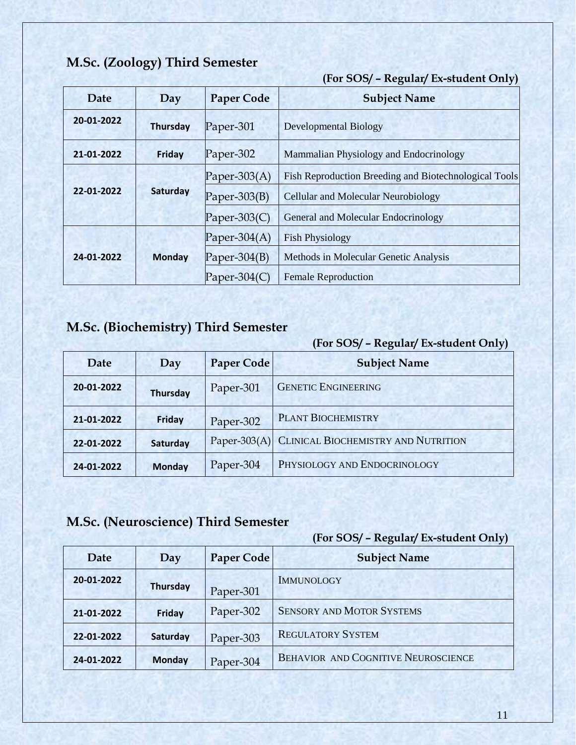## M.Sc. (Zoology) Third Semester

**(For SOS/ – Regular/ Ex-student Only)**

| Date | Day | Paper Code | Subject Name |
|---|---|---|---|
| 20-01-2022 | Thursday | Paper-301 | Developmental Biology |
| 21-01-2022 | Friday | Paper-302 | Mammalian Physiology and Endocrinology |
| 22-01-2022 | Saturday | Paper-303(A) | Fish Reproduction Breeding and Biotechnological Tools |
| | | Paper-303(B) | Cellular and Molecular Neurobiology |
| | | Paper-303(C) | General and Molecular Endocrinology |
| 24-01-2022 | Monday | Paper-304(A) | Fish Physiology |
| | | Paper-304(B) | Methods in Molecular Genetic Analysis |
| | | Paper-304(C) | Female Reproduction |

## M.Sc. (Biochemistry) Third Semester

**(For SOS/ – Regular/ Ex-student Only)**

| Date | Day | Paper Code | Subject Name |
|---|---|---|---|
| 20-01-2022 | Thursday | Paper-301 | GENETIC ENGINEERING |
| 21-01-2022 | Friday | Paper-302 | PLANT BIOCHEMISTRY |
| 22-01-2022 | Saturday | Paper-303(A) | CLINICAL BIOCHEMISTRY AND NUTRITION |
| 24-01-2022 | Monday | Paper-304 | PHYSIOLOGY AND ENDOCRINOLOGY |

## M.Sc. (Neuroscience) Third Semester

**(For SOS/ – Regular/ Ex-student Only)**

| Date | Day | Paper Code | Subject Name |
|---|---|---|---|
| 20-01-2022 | Thursday | Paper-301 | IMMUNOLOGY |
| 21-01-2022 | Friday | Paper-302 | SENSORY AND MOTOR SYSTEMS |
| 22-01-2022 | Saturday | Paper-303 | REGULATORY SYSTEM |
| 24-01-2022 | Monday | Paper-304 | BEHAVIOR AND COGNITIVE NEUROSCIENCE |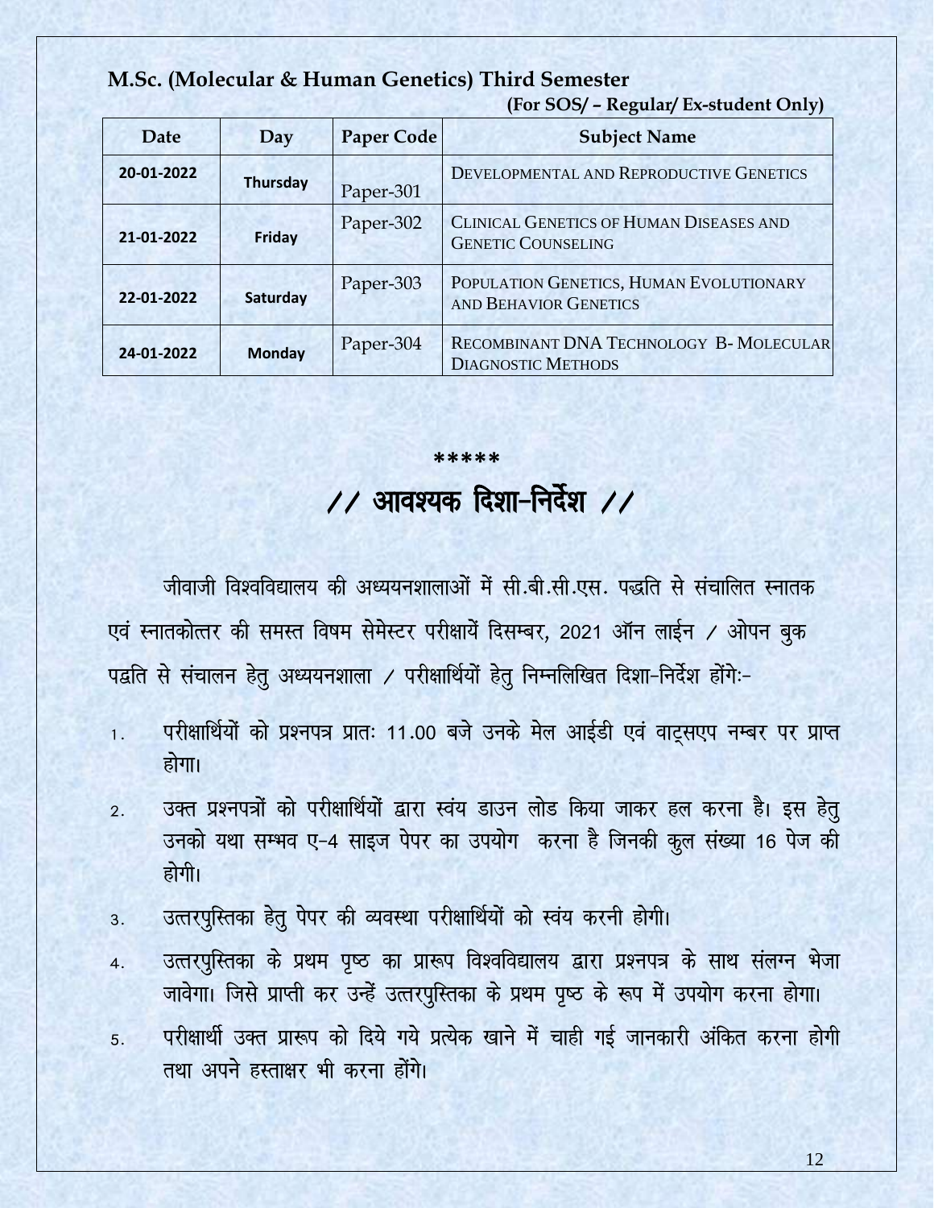## M.Sc. (Molecular & Human Genetics) Third Semester

**(For SOS/ – Regular/ Ex-student Only)**

| Date | Day | Paper Code | Subject Name |
|---|---|---|---|
| 20-01-2022 | Thursday | Paper-301 | DEVELOPMENTAL AND REPRODUCTIVE GENETICS |
| 21-01-2022 | Friday | Paper-302 | CLINICAL GENETICS OF HUMAN DISEASES AND GENETIC COUNSELING |
| 22-01-2022 | Saturday | Paper-303 | POPULATION GENETICS, HUMAN EVOLUTIONARY AND BEHAVIOR GENETICS |
| 24-01-2022 | Monday | Paper-304 | RECOMBINANT DNA TECHNOLOGY B- MOLECULAR DIAGNOSTIC METHODS |

\*\*\*\*\*

## // आवश्यक दिशा–निर्देश //

जीवाजी विश्वविद्यालय की अध्ययनशालाओं में सी.बी.सी.एस. पद्धति से संचालित स्नातक एवं स्नातकोत्तर की समस्त विषम सेमेस्टर परीक्षायें दिसम्बर, 2021 ऑन लाईन / ओपन बुक पद्धति से संचालन हेतु अध्ययनशाला / परीक्षार्थियों हेतु निम्नलिखित दिशा-निर्देश होंगेः-

1. परीक्षार्थियों को प्रश्नपत्र प्रातः 11.00 बजे उनके मेल आईडी एवं वाट्सएप नम्बर पर प्राप्त होगा।
2. उक्त प्रश्नपत्रों को परीक्षार्थियों द्वारा स्वंय डाउन लोड किया जाकर हल करना है। इस हेतु उनको यथा सम्भव ए-4 साइज पेपर का उपयोग करना है जिनकी कुल संख्या 16 पेज की होगी।
3. उत्तरपुस्तिका हेतु पेपर की व्यवस्था परीक्षार्थियों को स्वंय करनी होगी।
4. उत्तरपुस्तिका के प्रथम पृष्ठ का प्रारूप विश्वविद्यालय द्वारा प्रश्नपत्र के साथ संलग्न भेजा जावेगा। जिसे प्राप्ती कर उन्हें उत्तरपुस्तिका के प्रथम पृष्ठ के रूप में उपयोग करना होगा।
5. परीक्षार्थी उक्त प्रारूप को दिये गये प्रत्येक खाने में चाही गई जानकारी अंकित करना होगी तथा अपने हस्ताक्षर भी करना होंगे।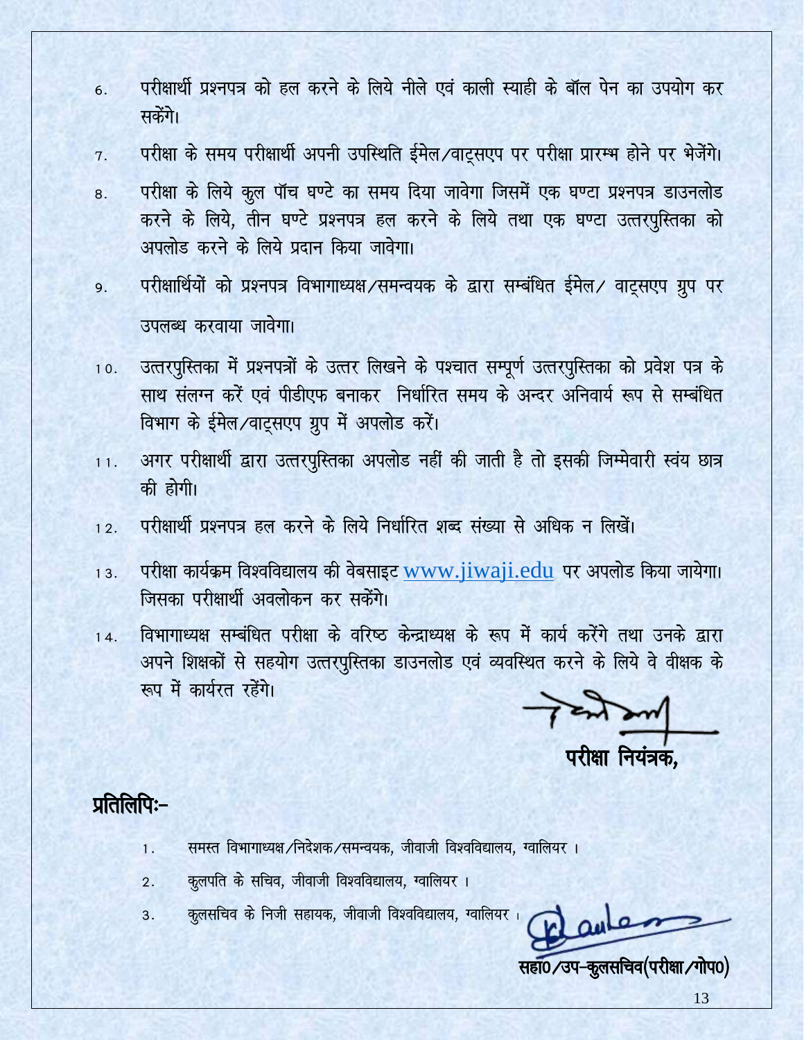6. परीक्षार्थी प्रश्नपत्र को हल करने के लिये नीले एवं काली स्याही के बॉल पेन का उपयोग कर सकेंगे।
7. परीक्षा के समय परीक्षार्थी अपनी उपस्थिति ईमेल/वाट्सएप पर परीक्षा प्रारम्भ होने पर भेजेंगे।
8. परीक्षा के लिये कुल पॉच घण्टे का समय दिया जावेगा जिसमें एक घण्टा प्रश्नपत्र डाउनलोड करने के लिये, तीन घण्टे प्रश्नपत्र हल करने के लिये तथा एक घण्टा उत्तरपुस्तिका को अपलोड करने के लिये प्रदान किया जावेगा।
9. परीक्षार्थियों को प्रश्नपत्र विभागाध्यक्ष/समन्वयक के द्वारा सम्बंधित ईमेल/ वाट्सएप ग्रुप पर उपलब्ध करवाया जावेगा।
10. उत्तरपुस्तिका में प्रश्नपत्रों के उत्तर लिखने के पश्चात सम्पूर्ण उत्तरपुस्तिका को प्रवेश पत्र के साथ संलग्न करें एवं पीडीएफ बनाकर निर्धारित समय के अन्दर अनिवार्य रूप से सम्बंधित विभाग के ईमेल/वाट्सएप ग्रुप में अपलोड करें।
11. अगर परीक्षार्थी द्वारा उत्तरपुस्तिका अपलोड नहीं की जाती है तो इसकी जिम्मेवारी स्वंय छात्र की होगी।
12. परीक्षार्थी प्रश्नपत्र हल करने के लिये निर्धारित शब्द संख्या से अधिक न लिखें।
13. परीक्षा कार्यक्रम विश्वविद्यालय की वेबसाइट www.jiwaji.edu पर अपलोड किया जायेगा। जिसका परीक्षार्थी अवलोकन कर सकेंगे।
14. विभागाध्यक्ष सम्बंधित परीक्षा के वरिष्ठ केन्द्राध्यक्ष के रूप में कार्य करेंगे तथा उनके द्वारा अपने शिक्षकों से सहयोग उत्तरपुस्तिका डाउनलोड एवं व्यवस्थित करने के लिये वे वीक्षक के रूप में कार्यरत रहेंगे।

**परीक्षा नियंत्रक,**

**प्रतिलिपिः-**

1. समस्त विभागाध्यक्ष/निदेशक/समन्वयक, जीवाजी विश्वविद्यालय, ग्वालियर ।
2. कुलपति के सचिव, जीवाजी विश्वविद्यालय, ग्वालियर ।
3. कुलसचिव के निजी सहायक, जीवाजी विश्वविद्यालय, ग्वालियर ।

**सहा0/उप-कुलसचिव(परीक्षा/गोप0)**